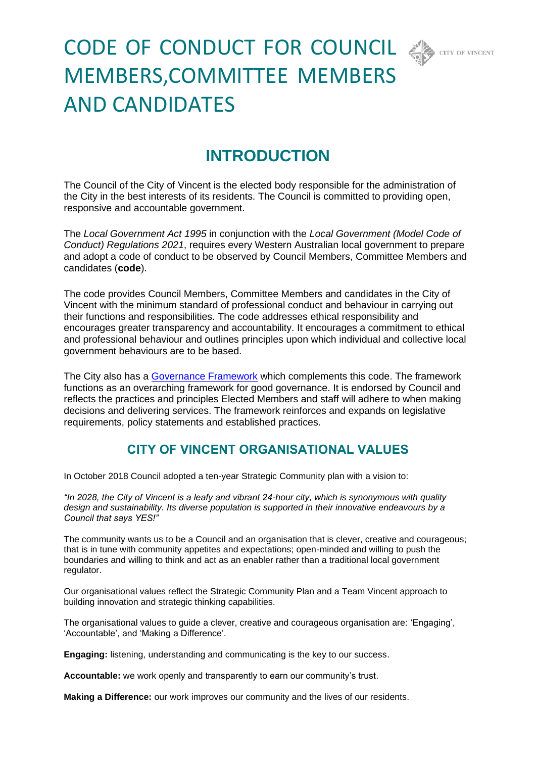# CODE OF CONDUCT FOR COUNCIL MEMBERS, COMMITTEE MEMBERS AND CANDIDATES

## INTRODUCTION

The Council of the City of Vincent is the elected body responsible for the administration of the City in the best interests of its residents. The Council is committed to providing open, responsive and accountable government.

The *Local Government Act 1995* in conjunction with the *Local Government (Model Code of Conduct) Regulations 2021*, requires every Western Australian local government to prepare and adopt a code of conduct to be observed by Council Members, Committee Members and candidates (**code**).

The code provides Council Members, Committee Members and candidates in the City of Vincent with the minimum standard of professional conduct and behaviour in carrying out their functions and responsibilities. The code addresses ethical responsibility and encourages greater transparency and accountability. It encourages a commitment to ethical and professional behaviour and outlines principles upon which individual and collective local government behaviours are to be based.

The City also has a Governance Framework which complements this code. The framework functions as an overarching framework for good governance. It is endorsed by Council and reflects the practices and principles Elected Members and staff will adhere to when making decisions and delivering services. The framework reinforces and expands on legislative requirements, policy statements and established practices.

### CITY OF VINCENT ORGANISATIONAL VALUES

In October 2018 Council adopted a ten-year Strategic Community plan with a vision to:

*"In 2028, the City of Vincent is a leafy and vibrant 24-hour city, which is synonymous with quality design and sustainability. Its diverse population is supported in their innovative endeavours by a Council that says YES!"*

The community wants us to be a Council and an organisation that is clever, creative and courageous; that is in tune with community appetites and expectations; open-minded and willing to push the boundaries and willing to think and act as an enabler rather than a traditional local government regulator.

Our organisational values reflect the Strategic Community Plan and a Team Vincent approach to building innovation and strategic thinking capabilities.

The organisational values to guide a clever, creative and courageous organisation are: 'Engaging', 'Accountable', and 'Making a Difference'.

**Engaging:** listening, understanding and communicating is the key to our success.

**Accountable:** we work openly and transparently to earn our community's trust.

**Making a Difference:** our work improves our community and the lives of our residents.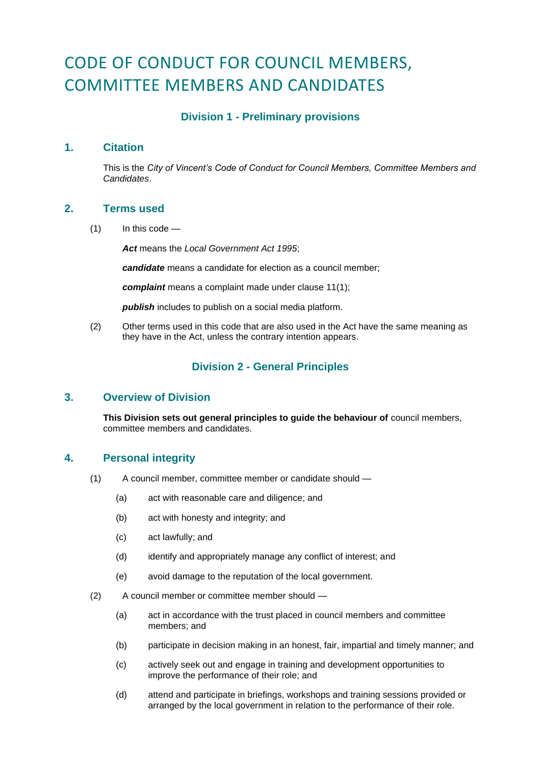# CODE OF CONDUCT FOR COUNCIL MEMBERS, COMMITTEE MEMBERS AND CANDIDATES

### Division 1 - Preliminary provisions

## 1. Citation

This is the *City of Vincent's Code of Conduct for Council Members, Committee Members and Candidates*.

## 2. Terms used

(1) In this code —

***Act*** means the *Local Government Act 1995*;

***candidate*** means a candidate for election as a council member;

***complaint*** means a complaint made under clause 11(1);

***publish*** includes to publish on a social media platform.

(2) Other terms used in this code that are also used in the Act have the same meaning as they have in the Act, unless the contrary intention appears.

### Division 2 - General Principles

## 3. Overview of Division

**This Division sets out general principles to guide the behaviour of** council members, committee members and candidates.

## 4. Personal integrity

(1) A council member, committee member or candidate should —

- (a) act with reasonable care and diligence; and
- (b) act with honesty and integrity; and
- (c) act lawfully; and
- (d) identify and appropriately manage any conflict of interest; and
- (e) avoid damage to the reputation of the local government.

(2) A council member or committee member should —

- (a) act in accordance with the trust placed in council members and committee members; and
- (b) participate in decision making in an honest, fair, impartial and timely manner; and
- (c) actively seek out and engage in training and development opportunities to improve the performance of their role; and
- (d) attend and participate in briefings, workshops and training sessions provided or arranged by the local government in relation to the performance of their role.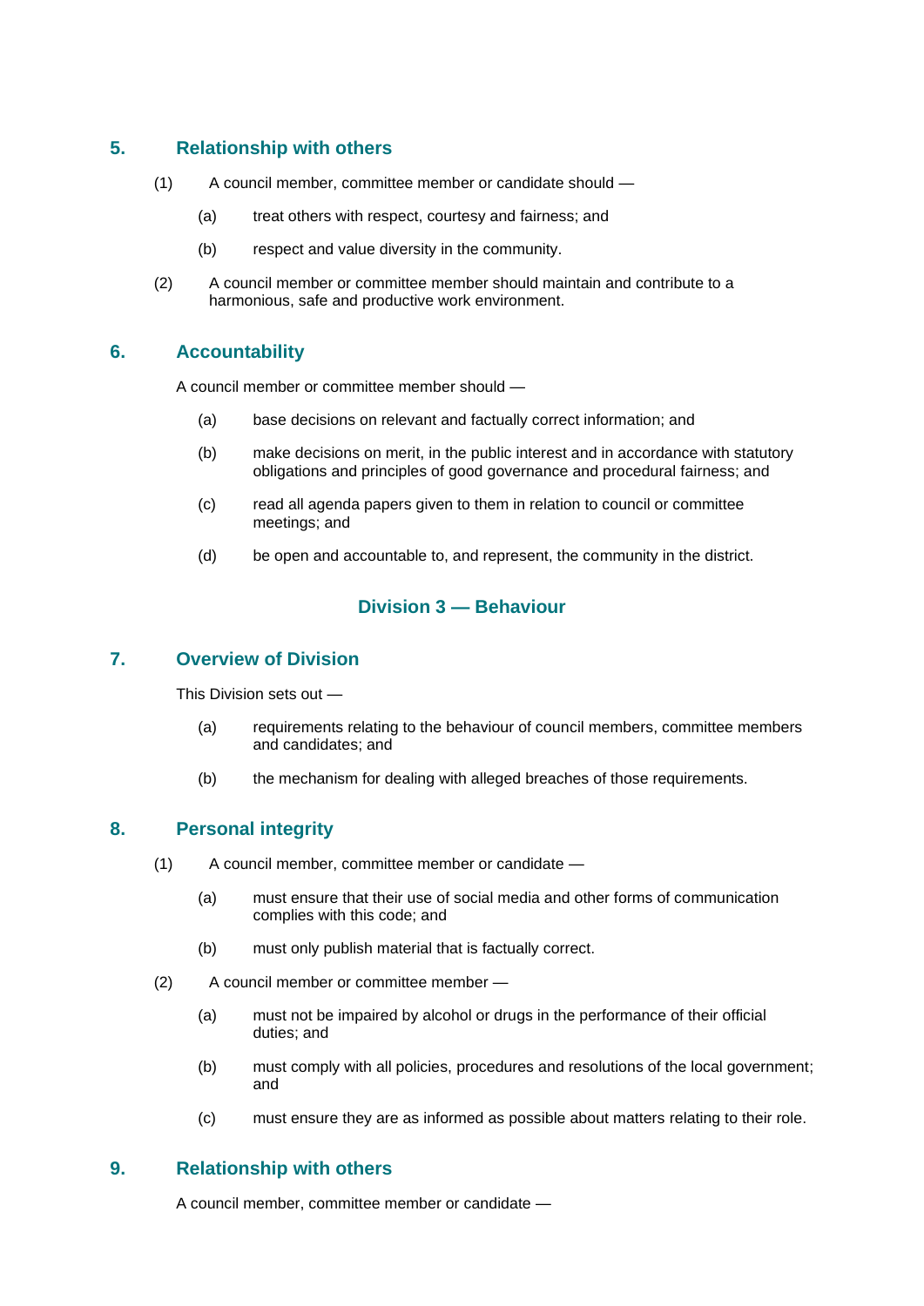## 5. Relationship with others

(1) A council member, committee member or candidate should —

- (a) treat others with respect, courtesy and fairness; and
- (b) respect and value diversity in the community.

(2) A council member or committee member should maintain and contribute to a harmonious, safe and productive work environment.

## 6. Accountability

A council member or committee member should —

- (a) base decisions on relevant and factually correct information; and
- (b) make decisions on merit, in the public interest and in accordance with statutory obligations and principles of good governance and procedural fairness; and
- (c) read all agenda papers given to them in relation to council or committee meetings; and
- (d) be open and accountable to, and represent, the community in the district.

# Division 3 — Behaviour

## 7. Overview of Division

This Division sets out —

- (a) requirements relating to the behaviour of council members, committee members and candidates; and
- (b) the mechanism for dealing with alleged breaches of those requirements.

## 8. Personal integrity

(1) A council member, committee member or candidate —

- (a) must ensure that their use of social media and other forms of communication complies with this code; and
- (b) must only publish material that is factually correct.

(2) A council member or committee member —

- (a) must not be impaired by alcohol or drugs in the performance of their official duties; and
- (b) must comply with all policies, procedures and resolutions of the local government; and
- (c) must ensure they are as informed as possible about matters relating to their role.

## 9. Relationship with others

A council member, committee member or candidate —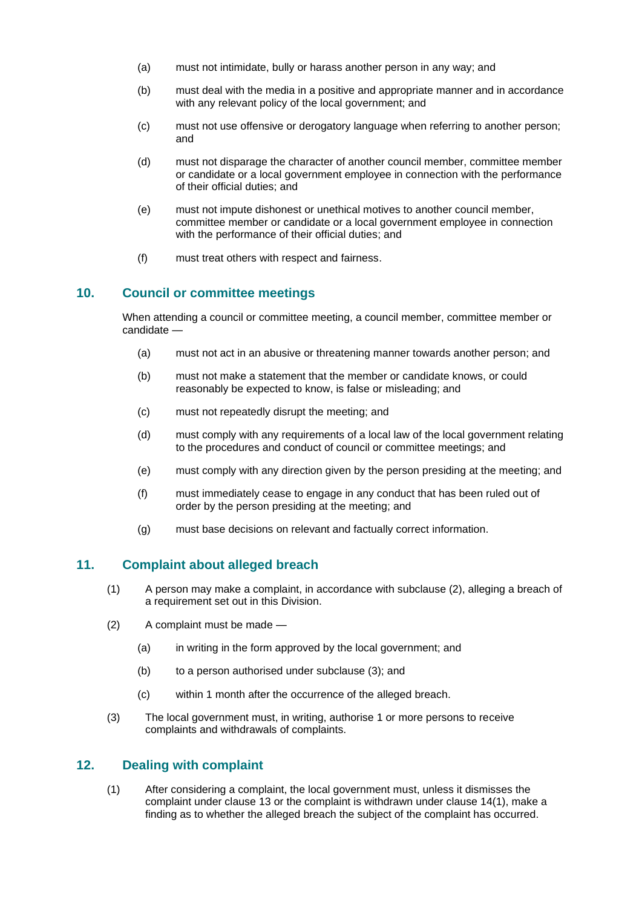(a) must not intimidate, bully or harass another person in any way; and

(b) must deal with the media in a positive and appropriate manner and in accordance with any relevant policy of the local government; and

(c) must not use offensive or derogatory language when referring to another person; and

(d) must not disparage the character of another council member, committee member or candidate or a local government employee in connection with the performance of their official duties; and

(e) must not impute dishonest or unethical motives to another council member, committee member or candidate or a local government employee in connection with the performance of their official duties; and

(f) must treat others with respect and fairness.

## 10. Council or committee meetings

When attending a council or committee meeting, a council member, committee member or candidate —

(a) must not act in an abusive or threatening manner towards another person; and

(b) must not make a statement that the member or candidate knows, or could reasonably be expected to know, is false or misleading; and

(c) must not repeatedly disrupt the meeting; and

(d) must comply with any requirements of a local law of the local government relating to the procedures and conduct of council or committee meetings; and

(e) must comply with any direction given by the person presiding at the meeting; and

(f) must immediately cease to engage in any conduct that has been ruled out of order by the person presiding at the meeting; and

(g) must base decisions on relevant and factually correct information.

## 11. Complaint about alleged breach

(1) A person may make a complaint, in accordance with subclause (2), alleging a breach of a requirement set out in this Division.

(2) A complaint must be made —

(a) in writing in the form approved by the local government; and

(b) to a person authorised under subclause (3); and

(c) within 1 month after the occurrence of the alleged breach.

(3) The local government must, in writing, authorise 1 or more persons to receive complaints and withdrawals of complaints.

## 12. Dealing with complaint

(1) After considering a complaint, the local government must, unless it dismisses the complaint under clause 13 or the complaint is withdrawn under clause 14(1), make a finding as to whether the alleged breach the subject of the complaint has occurred.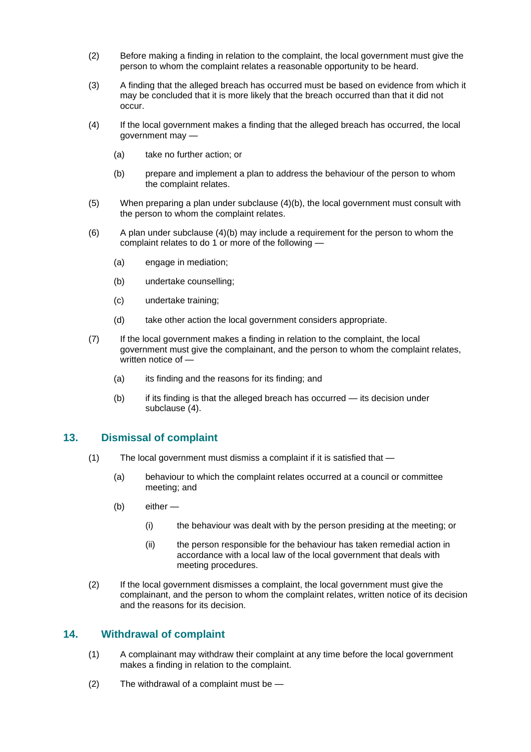(2) Before making a finding in relation to the complaint, the local government must give the person to whom the complaint relates a reasonable opportunity to be heard.

(3) A finding that the alleged breach has occurred must be based on evidence from which it may be concluded that it is more likely that the breach occurred than that it did not occur.

(4) If the local government makes a finding that the alleged breach has occurred, the local government may —

  (a) take no further action; or

  (b) prepare and implement a plan to address the behaviour of the person to whom the complaint relates.

(5) When preparing a plan under subclause (4)(b), the local government must consult with the person to whom the complaint relates.

(6) A plan under subclause (4)(b) may include a requirement for the person to whom the complaint relates to do 1 or more of the following —

  (a) engage in mediation;

  (b) undertake counselling;

  (c) undertake training;

  (d) take other action the local government considers appropriate.

(7) If the local government makes a finding in relation to the complaint, the local government must give the complainant, and the person to whom the complaint relates, written notice of —

  (a) its finding and the reasons for its finding; and

  (b) if its finding is that the alleged breach has occurred — its decision under subclause (4).

## 13. Dismissal of complaint

(1) The local government must dismiss a complaint if it is satisfied that —

  (a) behaviour to which the complaint relates occurred at a council or committee meeting; and

  (b) either —

    (i) the behaviour was dealt with by the person presiding at the meeting; or

    (ii) the person responsible for the behaviour has taken remedial action in accordance with a local law of the local government that deals with meeting procedures.

(2) If the local government dismisses a complaint, the local government must give the complainant, and the person to whom the complaint relates, written notice of its decision and the reasons for its decision.

## 14. Withdrawal of complaint

(1) A complainant may withdraw their complaint at any time before the local government makes a finding in relation to the complaint.

(2) The withdrawal of a complaint must be —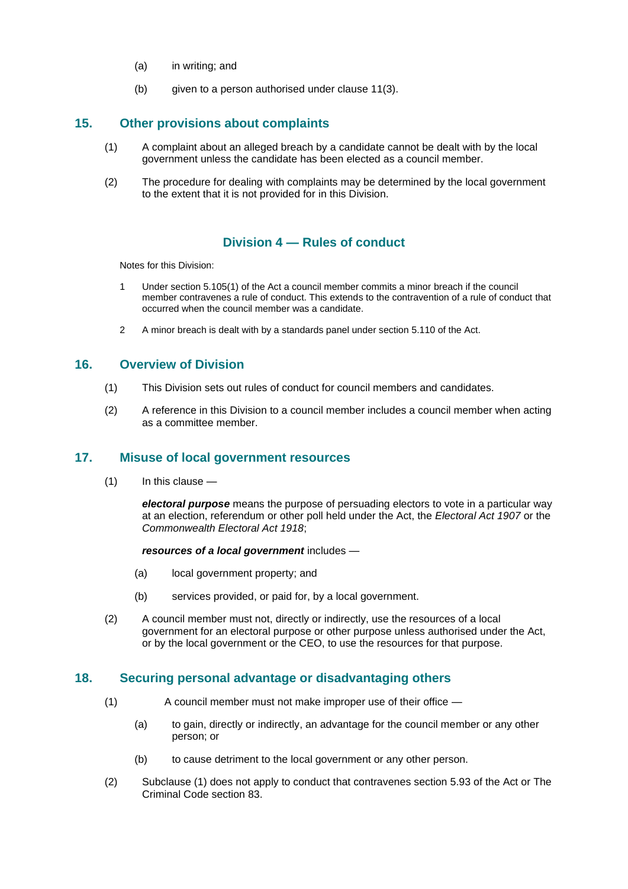(a) in writing; and

(b) given to a person authorised under clause 11(3).

## 15. Other provisions about complaints

(1) A complaint about an alleged breach by a candidate cannot be dealt with by the local government unless the candidate has been elected as a council member.

(2) The procedure for dealing with complaints may be determined by the local government to the extent that it is not provided for in this Division.

# Division 4 — Rules of conduct

Notes for this Division:

1 Under section 5.105(1) of the Act a council member commits a minor breach if the council member contravenes a rule of conduct. This extends to the contravention of a rule of conduct that occurred when the council member was a candidate.

2 A minor breach is dealt with by a standards panel under section 5.110 of the Act.

## 16. Overview of Division

(1) This Division sets out rules of conduct for council members and candidates.

(2) A reference in this Division to a council member includes a council member when acting as a committee member.

## 17. Misuse of local government resources

(1) In this clause —

***electoral purpose*** means the purpose of persuading electors to vote in a particular way at an election, referendum or other poll held under the Act, the *Electoral Act 1907* or the *Commonwealth Electoral Act 1918*;

***resources of a local government*** includes —

(a) local government property; and

(b) services provided, or paid for, by a local government.

(2) A council member must not, directly or indirectly, use the resources of a local government for an electoral purpose or other purpose unless authorised under the Act, or by the local government or the CEO, to use the resources for that purpose.

## 18. Securing personal advantage or disadvantaging others

(1) A council member must not make improper use of their office —

(a) to gain, directly or indirectly, an advantage for the council member or any other person; or

(b) to cause detriment to the local government or any other person.

(2) Subclause (1) does not apply to conduct that contravenes section 5.93 of the Act or The Criminal Code section 83.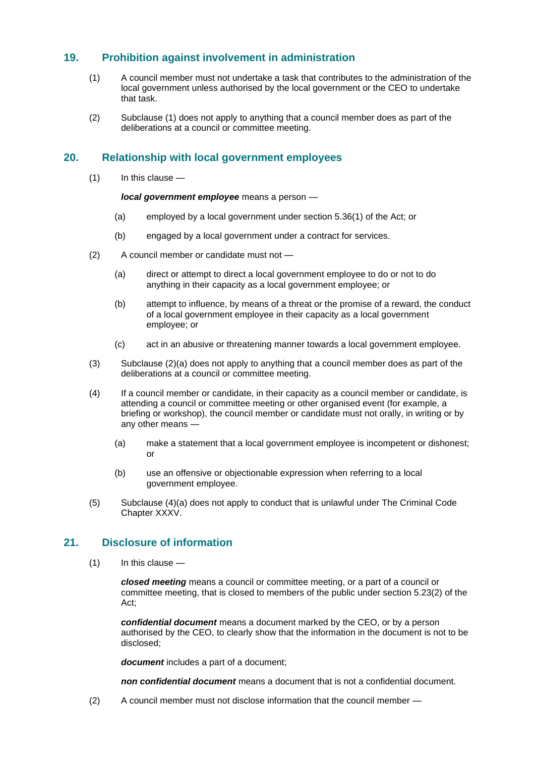## 19. Prohibition against involvement in administration

(1) A council member must not undertake a task that contributes to the administration of the local government unless authorised by the local government or the CEO to undertake that task.

(2) Subclause (1) does not apply to anything that a council member does as part of the deliberations at a council or committee meeting.

## 20. Relationship with local government employees

(1) In this clause —

***local government employee*** means a person —

(a) employed by a local government under section 5.36(1) of the Act; or

(b) engaged by a local government under a contract for services.

(2) A council member or candidate must not —

(a) direct or attempt to direct a local government employee to do or not to do anything in their capacity as a local government employee; or

(b) attempt to influence, by means of a threat or the promise of a reward, the conduct of a local government employee in their capacity as a local government employee; or

(c) act in an abusive or threatening manner towards a local government employee.

(3) Subclause (2)(a) does not apply to anything that a council member does as part of the deliberations at a council or committee meeting.

(4) If a council member or candidate, in their capacity as a council member or candidate, is attending a council or committee meeting or other organised event (for example, a briefing or workshop), the council member or candidate must not orally, in writing or by any other means —

(a) make a statement that a local government employee is incompetent or dishonest; or

(b) use an offensive or objectionable expression when referring to a local government employee.

(5) Subclause (4)(a) does not apply to conduct that is unlawful under The Criminal Code Chapter XXXV.

## 21. Disclosure of information

(1) In this clause —

***closed meeting*** means a council or committee meeting, or a part of a council or committee meeting, that is closed to members of the public under section 5.23(2) of the Act;

***confidential document*** means a document marked by the CEO, or by a person authorised by the CEO, to clearly show that the information in the document is not to be disclosed;

***document*** includes a part of a document;

***non confidential document*** means a document that is not a confidential document.

(2) A council member must not disclose information that the council member —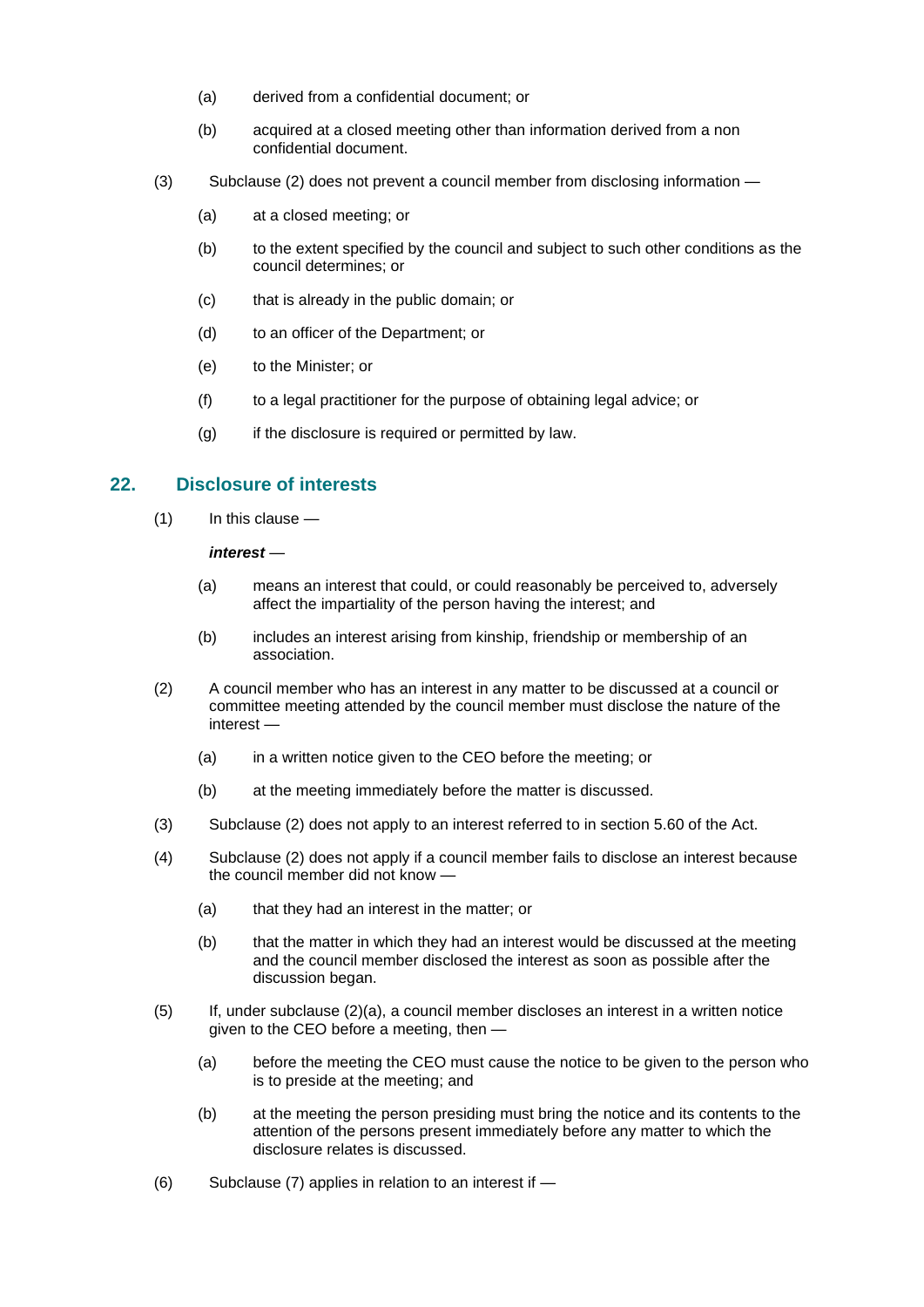(a) derived from a confidential document; or

(b) acquired at a closed meeting other than information derived from a non confidential document.

(3) Subclause (2) does not prevent a council member from disclosing information —

(a) at a closed meeting; or

(b) to the extent specified by the council and subject to such other conditions as the council determines; or

(c) that is already in the public domain; or

(d) to an officer of the Department; or

(e) to the Minister; or

(f) to a legal practitioner for the purpose of obtaining legal advice; or

(g) if the disclosure is required or permitted by law.

## 22. Disclosure of interests

(1) In this clause —

***interest*** —

(a) means an interest that could, or could reasonably be perceived to, adversely affect the impartiality of the person having the interest; and

(b) includes an interest arising from kinship, friendship or membership of an association.

(2) A council member who has an interest in any matter to be discussed at a council or committee meeting attended by the council member must disclose the nature of the interest —

(a) in a written notice given to the CEO before the meeting; or

(b) at the meeting immediately before the matter is discussed.

(3) Subclause (2) does not apply to an interest referred to in section 5.60 of the Act.

(4) Subclause (2) does not apply if a council member fails to disclose an interest because the council member did not know —

(a) that they had an interest in the matter; or

(b) that the matter in which they had an interest would be discussed at the meeting and the council member disclosed the interest as soon as possible after the discussion began.

(5) If, under subclause (2)(a), a council member discloses an interest in a written notice given to the CEO before a meeting, then —

(a) before the meeting the CEO must cause the notice to be given to the person who is to preside at the meeting; and

(b) at the meeting the person presiding must bring the notice and its contents to the attention of the persons present immediately before any matter to which the disclosure relates is discussed.

(6) Subclause (7) applies in relation to an interest if —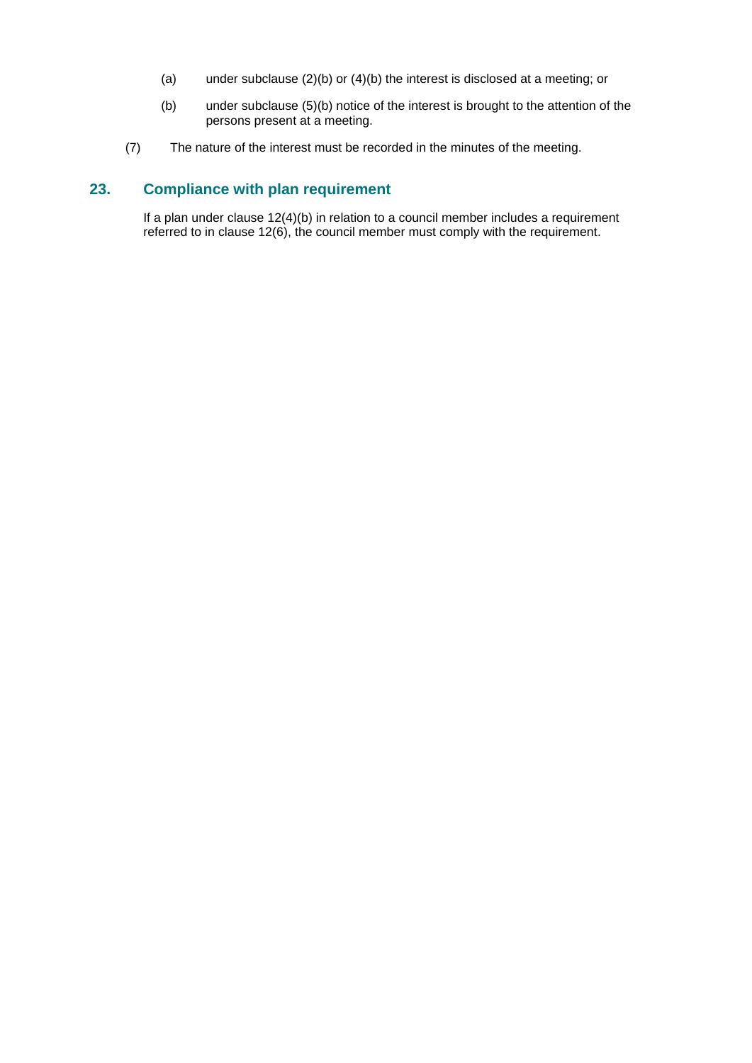(a) under subclause (2)(b) or (4)(b) the interest is disclosed at a meeting; or

(b) under subclause (5)(b) notice of the interest is brought to the attention of the persons present at a meeting.

(7) The nature of the interest must be recorded in the minutes of the meeting.

## 23. Compliance with plan requirement

If a plan under clause 12(4)(b) in relation to a council member includes a requirement referred to in clause 12(6), the council member must comply with the requirement.